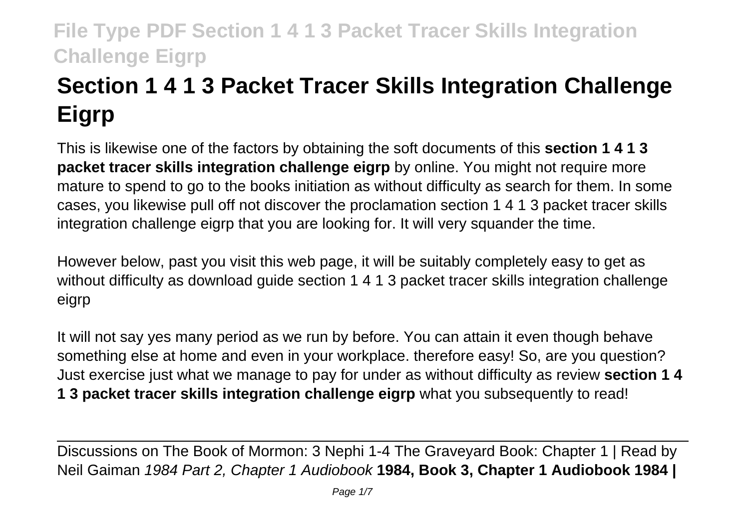# Section 1 4 1 3 Packet Tracer Skills Integration Challenge Eigrp

This is likewise one of the factors by obtaining the soft documents of this **section 1 4 1 3 packet tracer skills integration challenge eigrp** by online. You might not require more mature to spend to go to the books initiation as without difficulty as search for them. In some cases, you likewise pull off not discover the proclamation section 1 4 1 3 packet tracer skills integration challenge eigrp that you are looking for. It will very squander the time.

However below, past you visit this web page, it will be suitably completely easy to get as without difficulty as download guide section 1 4 1 3 packet tracer skills integration challenge eigrp

It will not say yes many period as we run by before. You can attain it even though behave something else at home and even in your workplace. therefore easy! So, are you question? Just exercise just what we manage to pay for under as without difficulty as review **section 1 4 1 3 packet tracer skills integration challenge eigrp** what you subsequently to read!

Discussions on The Book of Mormon: 3 Nephi 1-4 The Graveyard Book: Chapter 1 | Read by Neil Gaiman *1984 Part 2, Chapter 1 Audiobook* **1984, Book 3, Chapter 1 Audiobook 1984 |**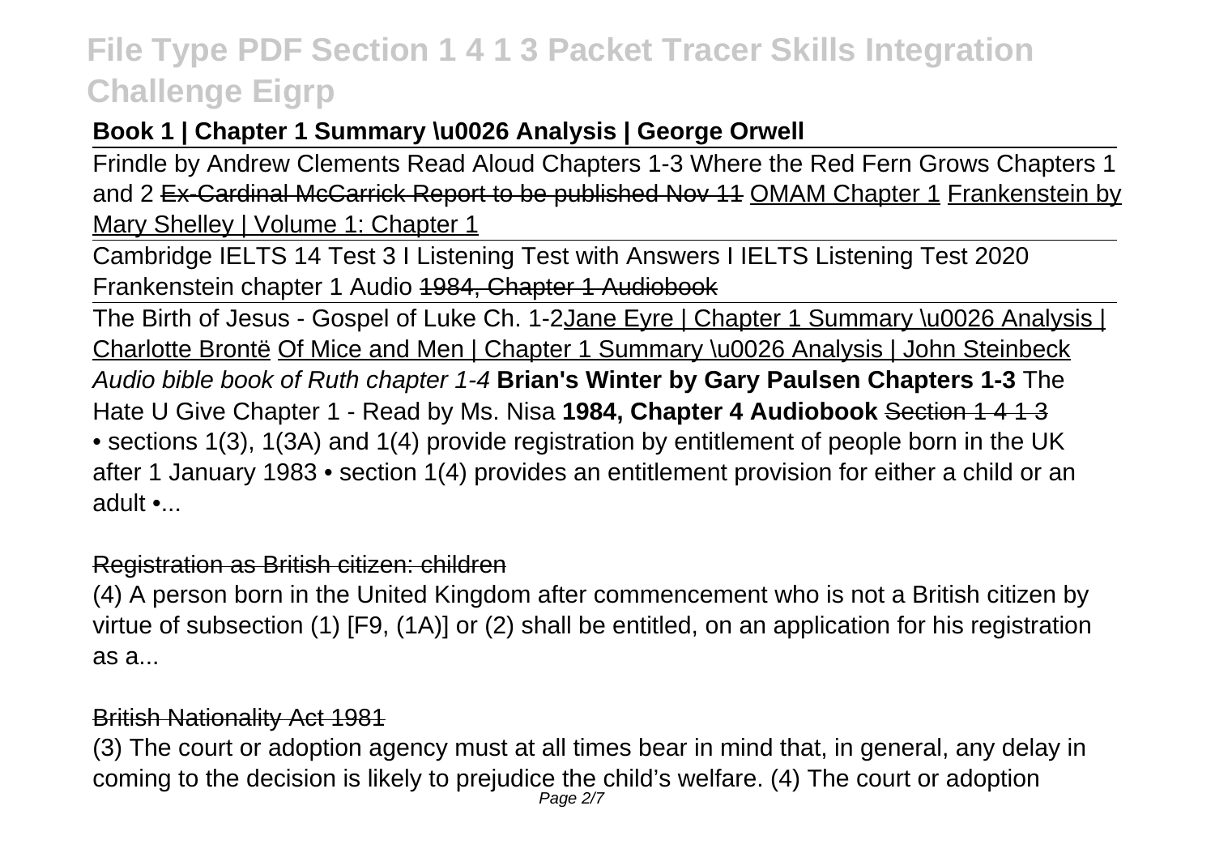**Book 1 | Chapter 1 Summary \u0026 Analysis | George Orwell**

Frindle by Andrew Clements Read Aloud Chapters 1-3 Where the Red Fern Grows Chapters 1 and 2 ~~Ex-Cardinal McCarrick Report to be published Nov 11~~ OMAM Chapter 1 Frankenstein by Mary Shelley | Volume 1: Chapter 1

Cambridge IELTS 14 Test 3 I Listening Test with Answers I IELTS Listening Test 2020 Frankenstein chapter 1 Audio ~~1984, Chapter 1 Audiobook~~

The Birth of Jesus - Gospel of Luke Ch. 1-2Jane Eyre | Chapter 1 Summary \u0026 Analysis | Charlotte Brontë Of Mice and Men | Chapter 1 Summary \u0026 Analysis | John Steinbeck *Audio bible book of Ruth chapter 1-4* **Brian's Winter by Gary Paulsen Chapters 1-3** The Hate U Give Chapter 1 - Read by Ms. Nisa **1984, Chapter 4 Audiobook** ~~Section 1 4 1 3~~

• sections 1(3), 1(3A) and 1(4) provide registration by entitlement of people born in the UK after 1 January 1983 • section 1(4) provides an entitlement provision for either a child or an adult •...

## Registration as British citizen: children

(4) A person born in the United Kingdom after commencement who is not a British citizen by virtue of subsection (1) [F9, (1A)] or (2) shall be entitled, on an application for his registration as a...

## British Nationality Act 1981

(3) The court or adoption agency must at all times bear in mind that, in general, any delay in coming to the decision is likely to prejudice the child's welfare. (4) The court or adoption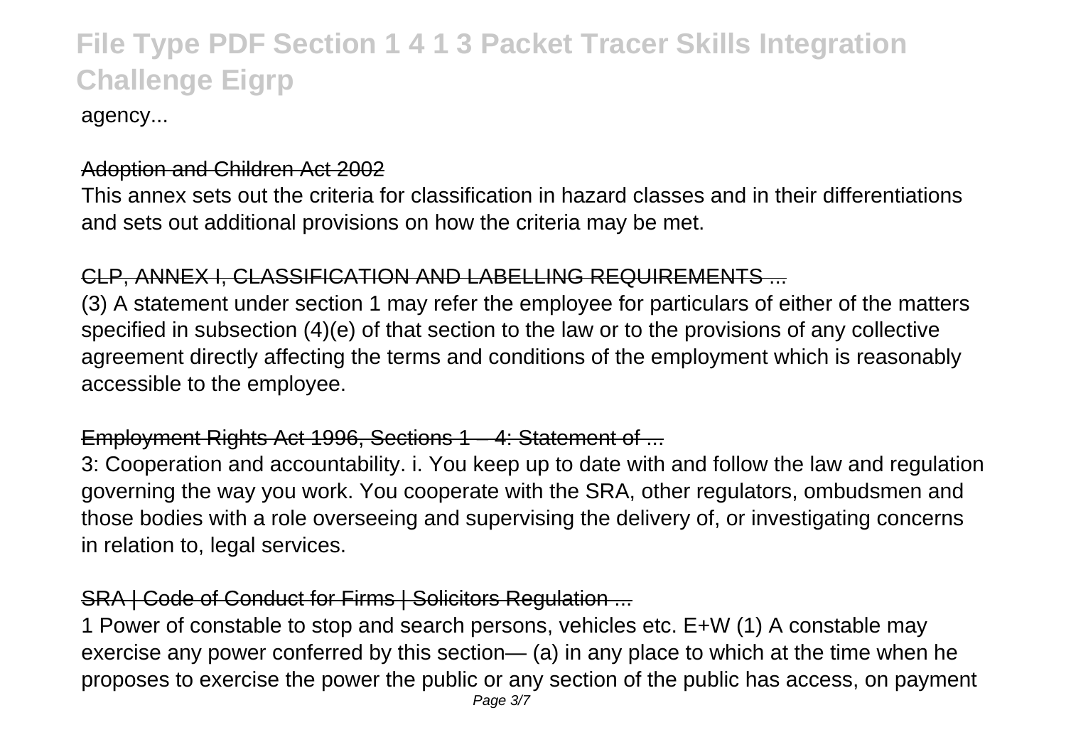agency...

Adoption and Children Act 2002

This annex sets out the criteria for classification in hazard classes and in their differentiations and sets out additional provisions on how the criteria may be met.

CLP, ANNEX I, CLASSIFICATION AND LABELLING REQUIREMENTS ...

(3) A statement under section 1 may refer the employee for particulars of either of the matters specified in subsection (4)(e) of that section to the law or to the provisions of any collective agreement directly affecting the terms and conditions of the employment which is reasonably accessible to the employee.

Employment Rights Act 1996, Sections 1 – 4: Statement of ...

3: Cooperation and accountability. i. You keep up to date with and follow the law and regulation governing the way you work. You cooperate with the SRA, other regulators, ombudsmen and those bodies with a role overseeing and supervising the delivery of, or investigating concerns in relation to, legal services.

SRA | Code of Conduct for Firms | Solicitors Regulation ...

1 Power of constable to stop and search persons, vehicles etc. E+W (1) A constable may exercise any power conferred by this section— (a) in any place to which at the time when he proposes to exercise the power the public or any section of the public has access, on payment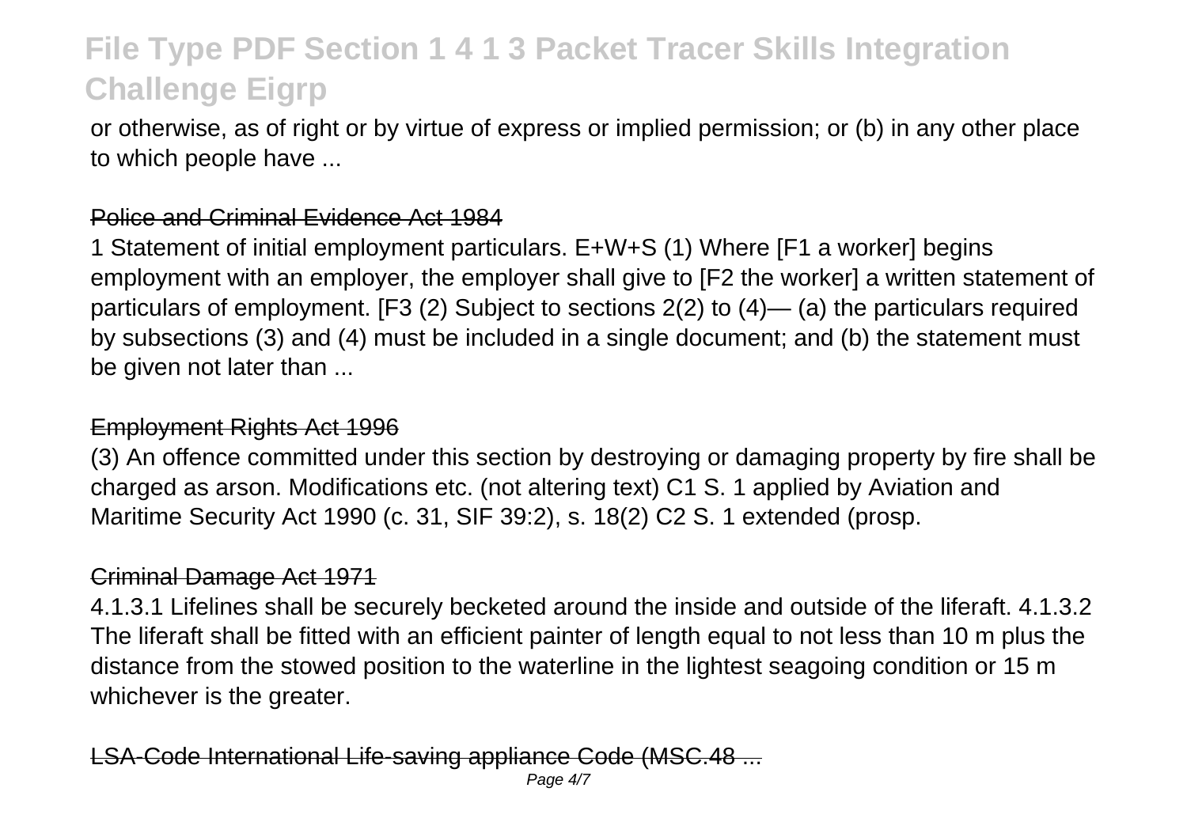or otherwise, as of right or by virtue of express or implied permission; or (b) in any other place to which people have ...

### Police and Criminal Evidence Act 1984

1 Statement of initial employment particulars. E+W+S (1) Where [F1 a worker] begins employment with an employer, the employer shall give to [F2 the worker] a written statement of particulars of employment. [F3 (2) Subject to sections 2(2) to (4)— (a) the particulars required by subsections (3) and (4) must be included in a single document; and (b) the statement must be given not later than ...

### Employment Rights Act 1996

(3) An offence committed under this section by destroying or damaging property by fire shall be charged as arson. Modifications etc. (not altering text) C1 S. 1 applied by Aviation and Maritime Security Act 1990 (c. 31, SIF 39:2), s. 18(2) C2 S. 1 extended (prosp.

### Criminal Damage Act 1971

4.1.3.1 Lifelines shall be securely becketed around the inside and outside of the liferaft. 4.1.3.2 The liferaft shall be fitted with an efficient painter of length equal to not less than 10 m plus the distance from the stowed position to the waterline in the lightest seagoing condition or 15 m whichever is the greater.

### LSA-Code International Life-saving appliance Code (MSC.48 ...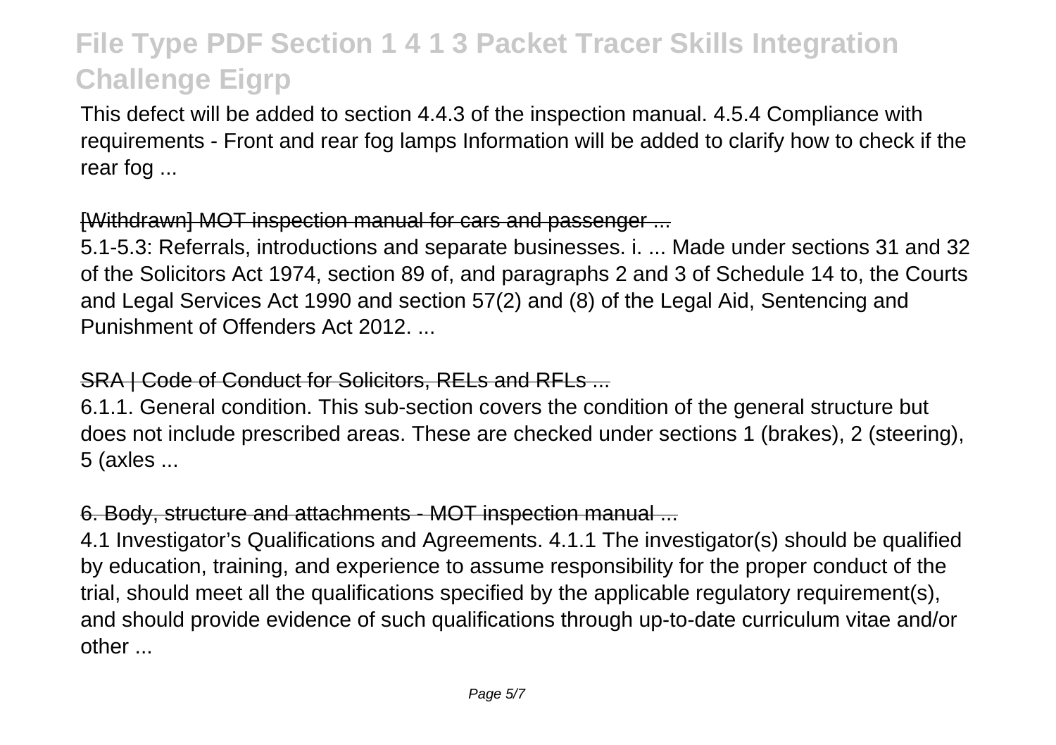This defect will be added to section 4.4.3 of the inspection manual. 4.5.4 Compliance with requirements - Front and rear fog lamps Information will be added to clarify how to check if the rear fog ...

[Withdrawn] MOT inspection manual for cars and passenger ...

5.1-5.3: Referrals, introductions and separate businesses. i. ... Made under sections 31 and 32 of the Solicitors Act 1974, section 89 of, and paragraphs 2 and 3 of Schedule 14 to, the Courts and Legal Services Act 1990 and section 57(2) and (8) of the Legal Aid, Sentencing and Punishment of Offenders Act 2012. ...

SRA | Code of Conduct for Solicitors, RELs and RFLs ...

6.1.1. General condition. This sub-section covers the condition of the general structure but does not include prescribed areas. These are checked under sections 1 (brakes), 2 (steering), 5 (axles ...

6. Body, structure and attachments - MOT inspection manual ...

4.1 Investigator's Qualifications and Agreements. 4.1.1 The investigator(s) should be qualified by education, training, and experience to assume responsibility for the proper conduct of the trial, should meet all the qualifications specified by the applicable regulatory requirement(s), and should provide evidence of such qualifications through up-to-date curriculum vitae and/or other ...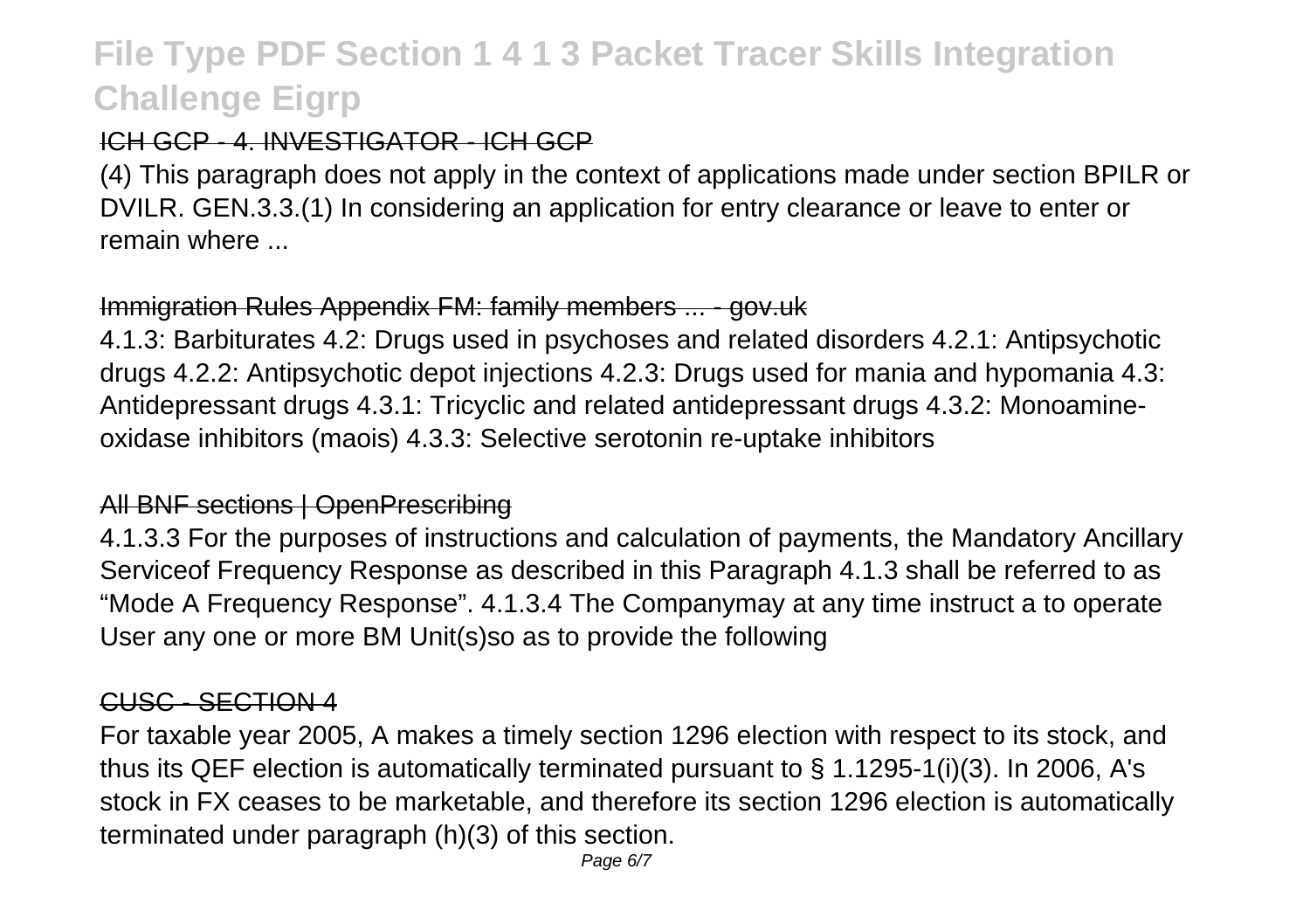# File Type PDF Section 1 4 1 3 Packet Tracer Skills Integration Challenge Eigrp

ICH GCP - 4. INVESTIGATOR - ICH GCP

(4) This paragraph does not apply in the context of applications made under section BPILR or DVILR. GEN.3.3.(1) In considering an application for entry clearance or leave to enter or remain where ...

Immigration Rules Appendix FM: family members ... - gov.uk

4.1.3: Barbiturates 4.2: Drugs used in psychoses and related disorders 4.2.1: Antipsychotic drugs 4.2.2: Antipsychotic depot injections 4.2.3: Drugs used for mania and hypomania 4.3: Antidepressant drugs 4.3.1: Tricyclic and related antidepressant drugs 4.3.2: Monoamine-oxidase inhibitors (maois) 4.3.3: Selective serotonin re-uptake inhibitors

All BNF sections | OpenPrescribing

4.1.3.3 For the purposes of instructions and calculation of payments, the Mandatory Ancillary Serviceof Frequency Response as described in this Paragraph 4.1.3 shall be referred to as "Mode A Frequency Response". 4.1.3.4 The Companymay at any time instruct a to operate User any one or more BM Unit(s)so as to provide the following

CUSC - SECTION 4

For taxable year 2005, A makes a timely section 1296 election with respect to its stock, and thus its QEF election is automatically terminated pursuant to § 1.1295-1(i)(3). In 2006, A's stock in FX ceases to be marketable, and therefore its section 1296 election is automatically terminated under paragraph (h)(3) of this section.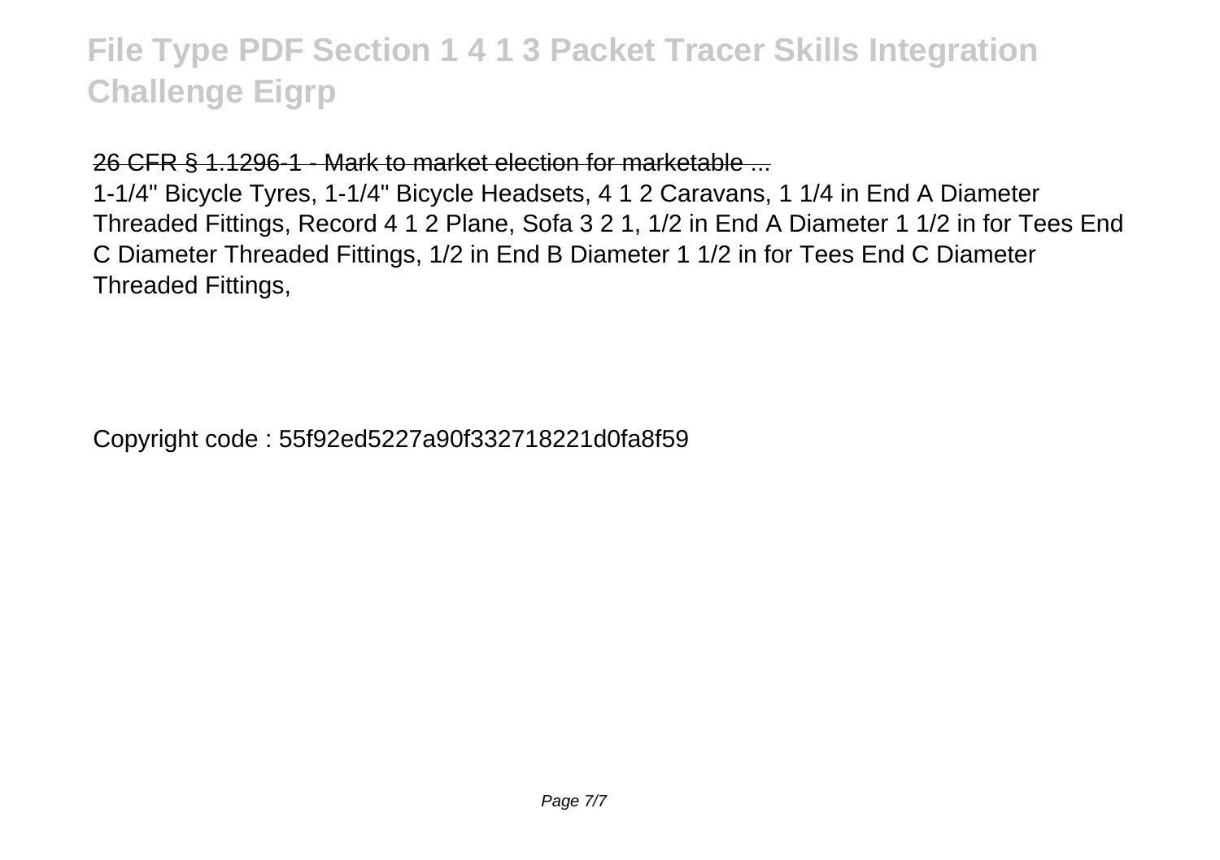26 CFR § 1.1296-1 - Mark to market election for marketable ...

1-1/4" Bicycle Tyres, 1-1/4" Bicycle Headsets, 4 1 2 Caravans, 1 1/4 in End A Diameter Threaded Fittings, Record 4 1 2 Plane, Sofa 3 2 1, 1/2 in End A Diameter 1 1/2 in for Tees End C Diameter Threaded Fittings, 1/2 in End B Diameter 1 1/2 in for Tees End C Diameter Threaded Fittings,

Copyright code : 55f92ed5227a90f332718221d0fa8f59